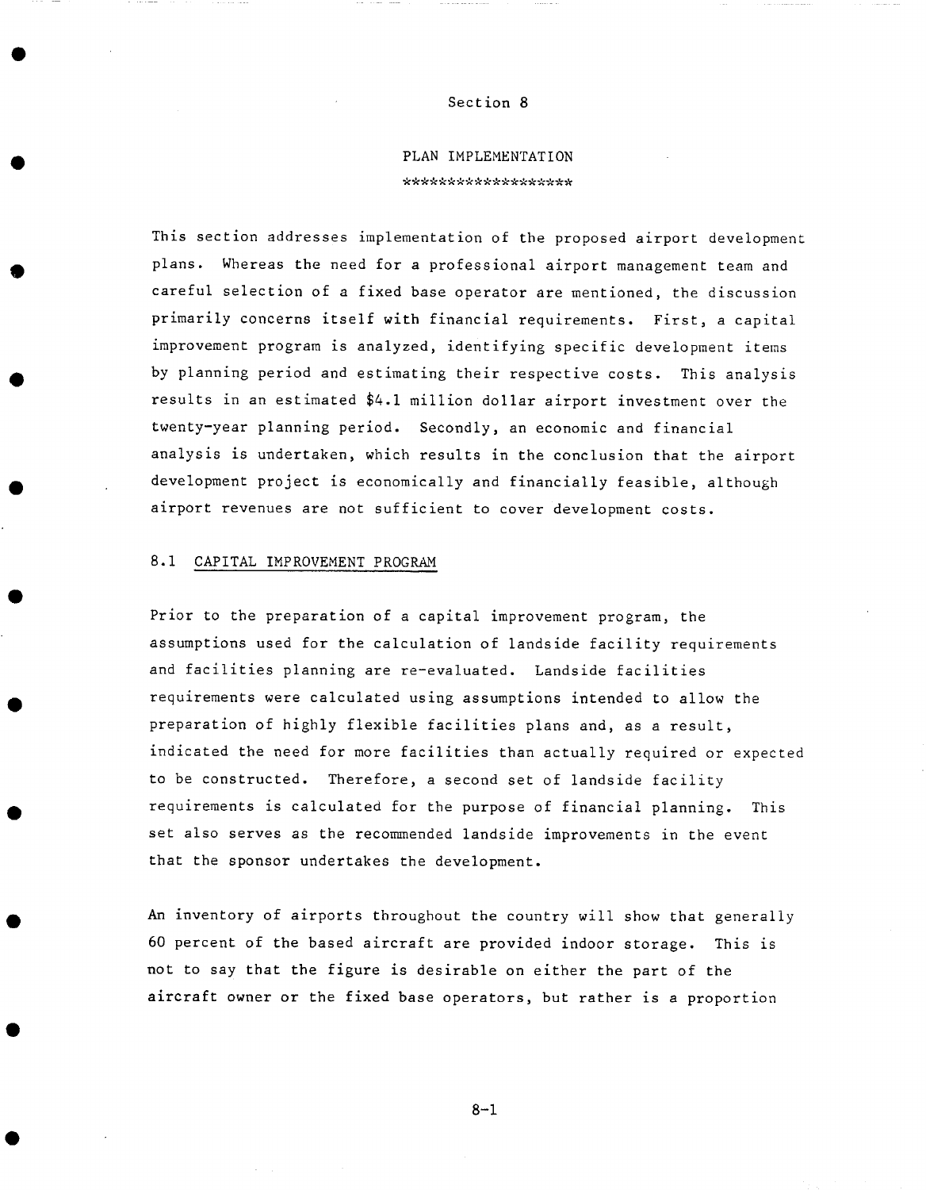# Section 8

## PLAN IMPLEMENTATION

This section addresses implementation of the proposed airport development plans. Whereas the need for a professional airport management team and careful selection of a fixed base operator are mentioned, the discussion primarily concerns itself with financial requirements. First, a capital improvement program is analyzed, identifying specific development items by planning period and estimating their respective costs. This analysis results in an estimated $4.1 million dollar airport investment over the twenty-year planning period. Secondly, an economic and financial analysis is undertaken, which results in the conclusion that the airport development project is economically and financially feasible, although airport revenues are not sufficient to cover development costs.

### 8.1 CAPITAL IMPROVEMENT PROGRAM

Prior to the preparation of a capital improvement program, the assumptions used for the calculation of landside facility requirements and facilities planning are re-evaluated. Landside facilities requirements were calculated using assumptions intended to allow the preparation of highly flexible facilities plans and, as a result, indicated the need for more facilities than actually required or expected to be constructed. Therefore, a second set of landside facility requirements is calculated for the purpose of financial planning. This set also serves as the recommended landside improvements in the event that the sponsor undertakes the development.

An inventory of airports throughout the country will show that generally 60 percent of the based aircraft are provided indoor storage. This is not to say that the figure is desirable on either the part of the aircraft owner or the fixed base operators, but rather is a proportion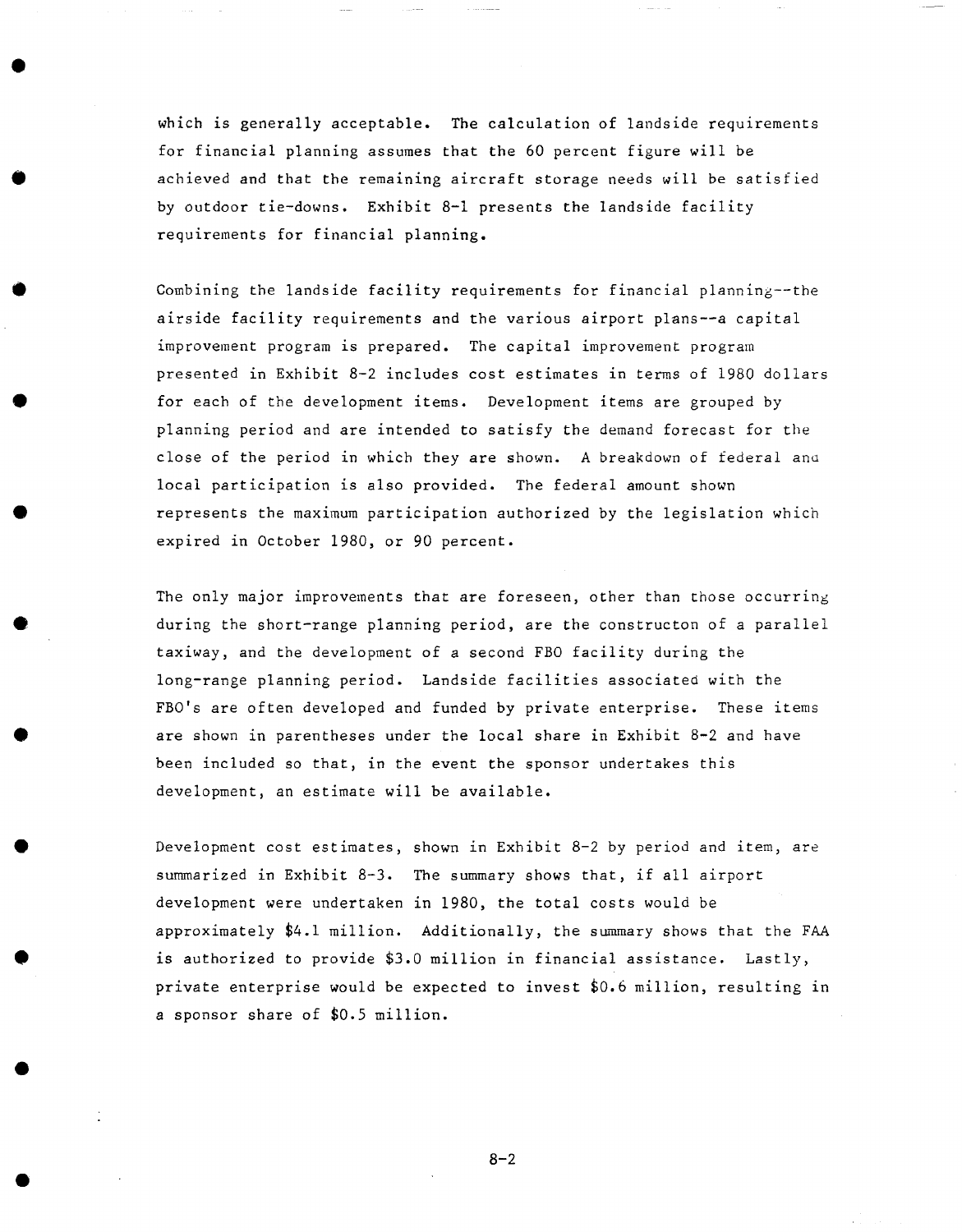which is generally acceptable. The calculation of landside requirements for financial planning assumes that the 60 percent figure will be achieved and that the remaining aircraft storage needs will be satisfied by outdoor tie-downs. Exhibit 8-1 presents the landside facility requirements for financial planning.

Combining the landside facility requirements for financial planning--the airside facility requirements and the various airport plans--a capital improvement program is prepared. The capital improvement program presented in Exhibit 8-2 includes cost estimates in terms of 1980 dollars for each of the development items. Development items are grouped by planning period and are intended to satisfy the demand forecast for the close of the period in which they are shown. A breakdown of federal and local participation is also provided. The federal amount shown represents the maximum participation authorized by the legislation which expired in October 1980, or 90 percent.

The only major improvements that are foreseen, other than those occurring during the short-range planning period, are the constructon of a parallel taxiway, and the development of a second FBO facility during the long-range planning period. Landside facilities associated with the FBO's are often developed and funded by private enterprise. These items are shown in parentheses under the local share in Exhibit 8-2 and have been included so that, in the event the sponsor undertakes this development, an estimate will be available.

Development cost estimates, shown in Exhibit 8-2 by period and item, are summarized in Exhibit 8-3. The summary shows that, if all airport development were undertaken in 1980, the total costs would be approximately $4.1 million. Additionally, the summary shows that the FAA is authorized to provide $3.0 million in financial assistance. Lastly, private enterprise would be expected to invest $0.6 million, resulting in a sponsor share of $0.5 million.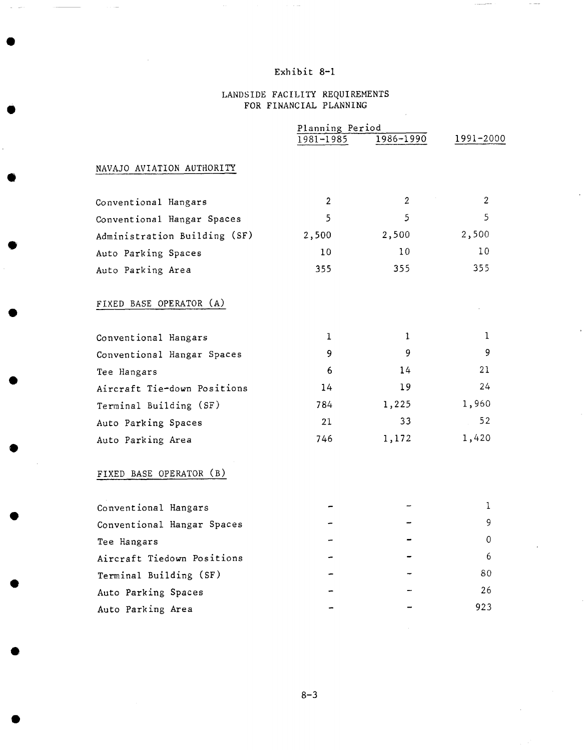Exhibit 8-1

# LANDSIDE FACILITY REQUIREMENTS FOR FINANCIAL PLANNING

| | Planning Period | | |
|---|---|---|---|
| | 1981-1985 | 1986-1990 | 1991-2000 |
| **NAVAJO AVIATION AUTHORITY** | | | |
| Conventional Hangars | 2 | 2 | 2 |
| Conventional Hangar Spaces | 5 | 5 | 5 |
| Administration Building (SF) | 2,500 | 2,500 | 2,500 |
| Auto Parking Spaces | 10 | 10 | 10 |
| Auto Parking Area | 355 | 355 | 355 |
| **FIXED BASE OPERATOR (A)** | | | |
| Conventional Hangars | 1 | 1 | 1 |
| Conventional Hangar Spaces | 9 | 9 | 9 |
| Tee Hangars | 6 | 14 | 21 |
| Aircraft Tie-down Positions | 14 | 19 | 24 |
| Terminal Building (SF) | 784 | 1,225 | 1,960 |
| Auto Parking Spaces | 21 | 33 | 52 |
| Auto Parking Area | 746 | 1,172 | 1,420 |
| **FIXED BASE OPERATOR (B)** | | | |
| Conventional Hangars | - | - | 1 |
| Conventional Hangar Spaces | - | - | 9 |
| Tee Hangars | - | - | 0 |
| Aircraft Tiedown Positions | - | - | 6 |
| Terminal Building (SF) | - | - | 80 |
| Auto Parking Spaces | - | - | 26 |
| Auto Parking Area | - | - | 923 |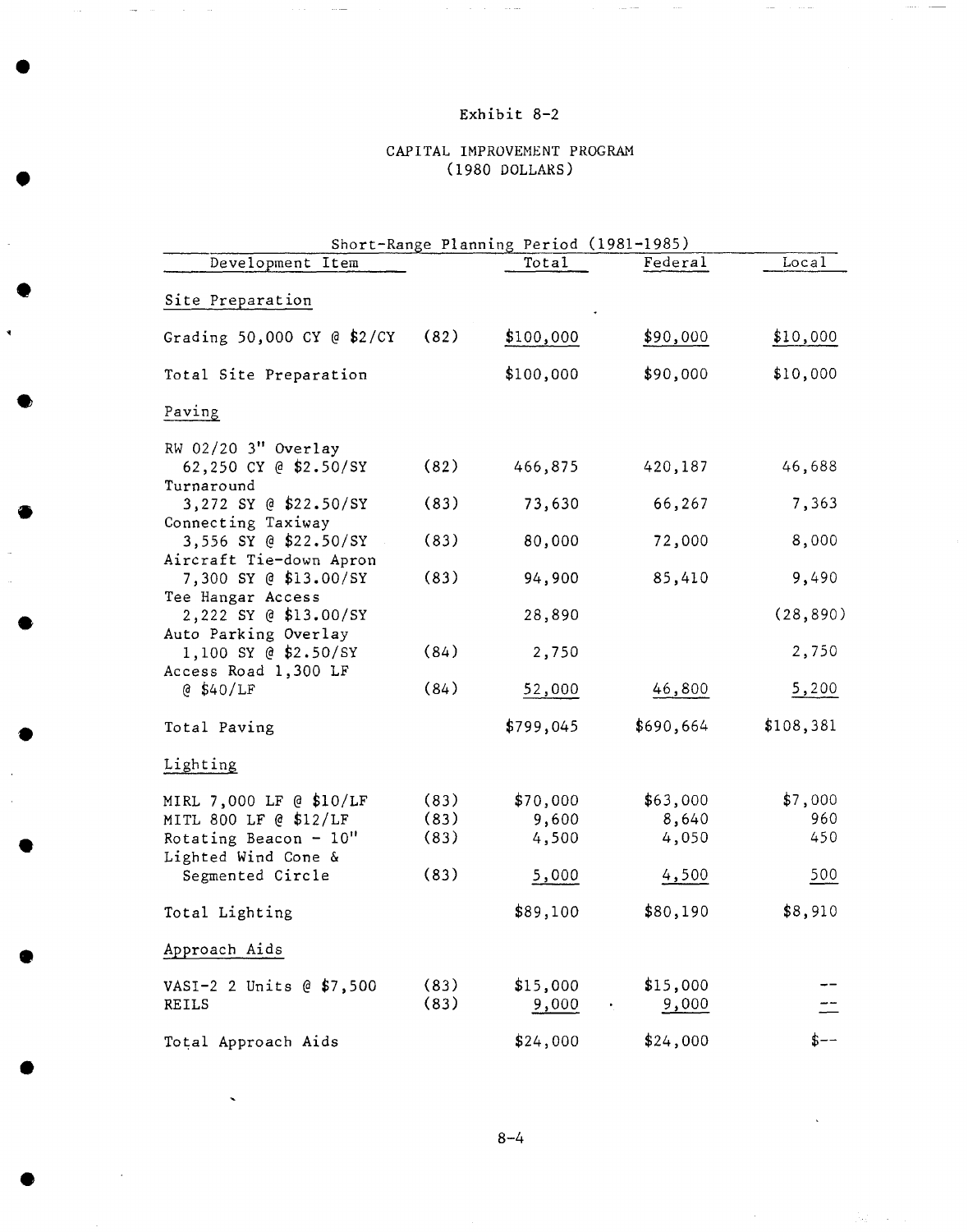# Exhibit 8-2

## CAPITAL IMPROVEMENT PROGRAM (1980 DOLLARS)

| Short-Range Planning Period (1981-1985) | | | | |
|---|---|---|---|---|
| Development Item | | Total | Federal | Local |
| Site Preparation | | | | |
| Grading 50,000 CY @ $2/CY | (82) | $100,000 | $90,000 | $10,000 |
| Total Site Preparation | | $100,000 | $90,000 | $10,000 |
| Paving | | | | |
| RW 02/20 3" Overlay 62,250 CY @ $2.50/SY | (82) | 466,875 | 420,187 | 46,688 |
| Turnaround 3,272 SY @ $22.50/SY | (83) | 73,630 | 66,267 | 7,363 |
| Connecting Taxiway 3,556 SY @ $22.50/SY | (83) | 80,000 | 72,000 | 8,000 |
| Aircraft Tie-down Apron 7,300 SY @ $13.00/SY | (83) | 94,900 | 85,410 | 9,490 |
| Tee Hangar Access 2,222 SY @ $13.00/SY | | 28,890 | | (28,890) |
| Auto Parking Overlay 1,100 SY @ $2.50/SY | (84) | 2,750 | | 2,750 |
| Access Road 1,300 LF @ $40/LF | (84) | 52,000 | 46,800 | 5,200 |
| Total Paving | | $799,045 | $690,664 | $108,381 |
| Lighting | | | | |
| MIRL 7,000 LF @ $10/LF | (83) | $70,000 | $63,000 | $7,000 |
| MITL 800 LF @ $12/LF | (83) | 9,600 | 8,640 | 960 |
| Rotating Beacon - 10" | (83) | 4,500 | 4,050 | 450 |
| Lighted Wind Cone & Segmented Circle | (83) | 5,000 | 4,500 | 500 |
| Total Lighting | | $89,100 | $80,190 | $8,910 |
| Approach Aids | | | | |
| VASI-2 2 Units @ $7,500 | (83) | $15,000 | $15,000 | -- |
| REILS | (83) | 9,000 | 9,000 | -- |
| Total Approach Aids | | $24,000 | $24,000 | $-- |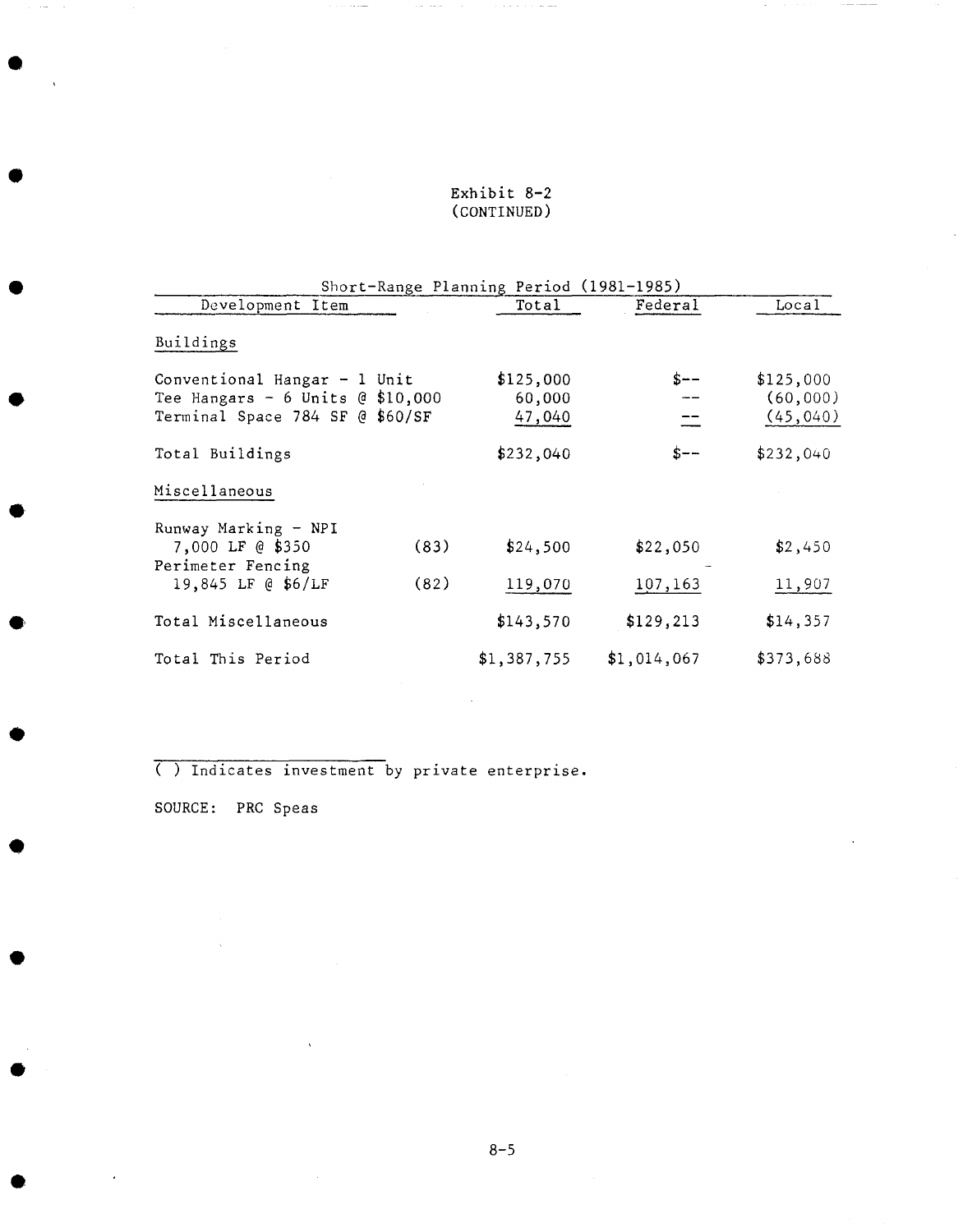Exhibit 8-2
(CONTINUED)

| Short-Range Planning Period (1981-1985) | | | | |
|---|---|---|---|---|
| Development Item | | Total | Federal | Local |
| Buildings | | | | |
| Conventional Hangar - 1 Unit | | $125,000 | $-- | $125,000 |
| Tee Hangars - 6 Units @ $10,000 | | 60,000 | -- | (60,000) |
| Terminal Space 784 SF @ $60/SF | | 47,040 | -- | (45,040) |
| Total Buildings | | $232,040 | $-- | $232,040 |
| Miscellaneous | | | | |
| Runway Marking - NPI 7,000 LF @ $350 | (83) | $24,500 | $22,050 | $2,450 |
| Perimeter Fencing 19,845 LF @ $6/LF | (82) | 119,070 | 107,163 | 11,907 |
| Total Miscellaneous | | $143,570 | $129,213 | $14,357 |
| Total This Period | | $1,387,755 | $1,014,067 | $373,688 |

( ) Indicates investment by private enterprise.

SOURCE: PRC Speas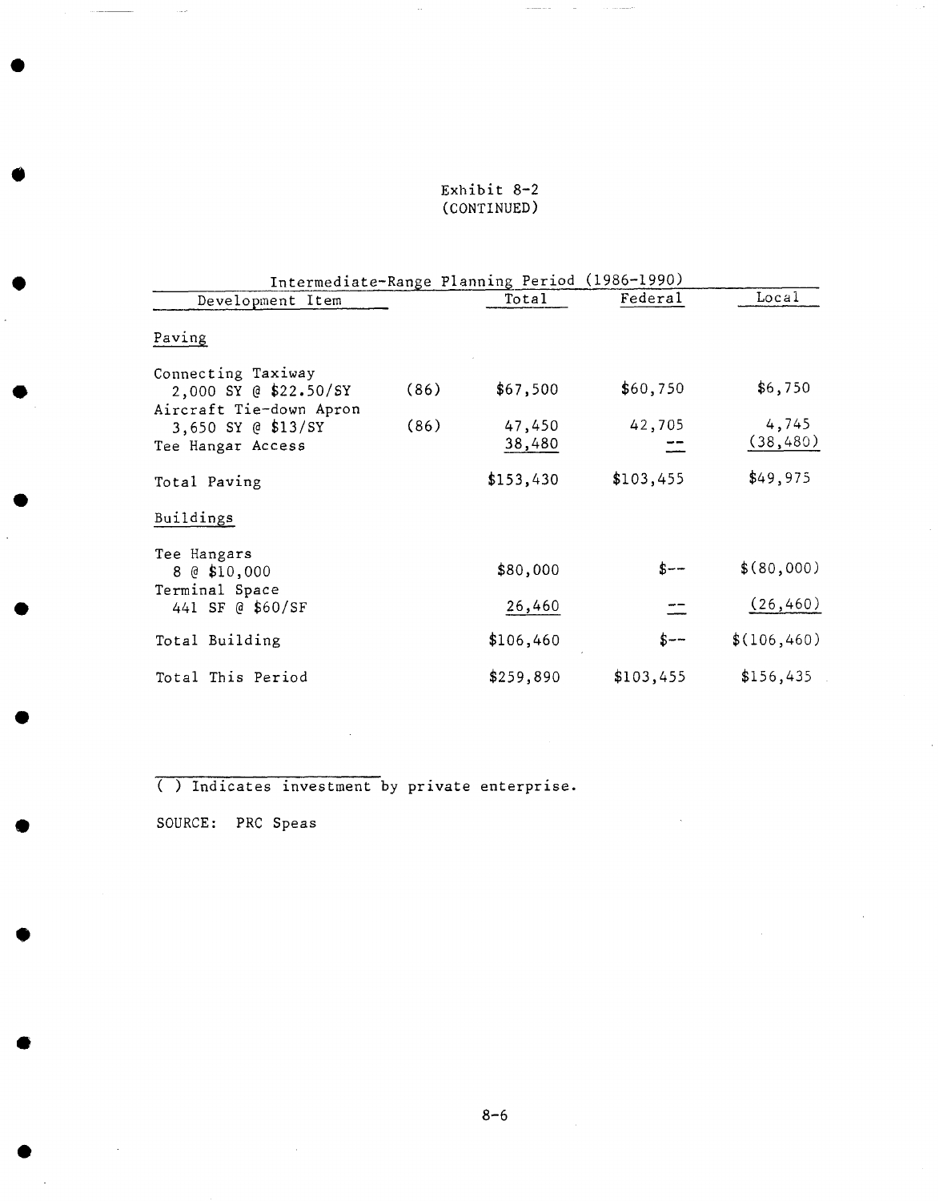Exhibit 8-2
(CONTINUED)

| Intermediate-Range Planning Period (1986-1990) | | | | |
|---|---|---|---|---|
| Development Item | | Total | Federal | Local |
| Paving | | | | |
| Connecting Taxiway<br>2,000 SY @ $22.50/SY | (86) | $67,500 | $60,750 | $6,750 |
| Aircraft Tie-down Apron<br>3,650 SY @ $13/SY | (86) | 47,450 | 42,705 | 4,745 |
| Tee Hangar Access | | 38,480 | -- | (38,480) |
| Total Paving | | $153,430 | $103,455 | $49,975 |
| Buildings | | | | |
| Tee Hangars<br>8 @ $10,000 | | $80,000 | $-- | $(80,000) |
| Terminal Space<br>441 SF @ $60/SF | | 26,460 | -- | (26,460) |
| Total Building | | $106,460 | $-- | $(106,460) |
| Total This Period | | $259,890 | $103,455 | $156,435 |

( ) Indicates investment by private enterprise.

SOURCE: PRC Speas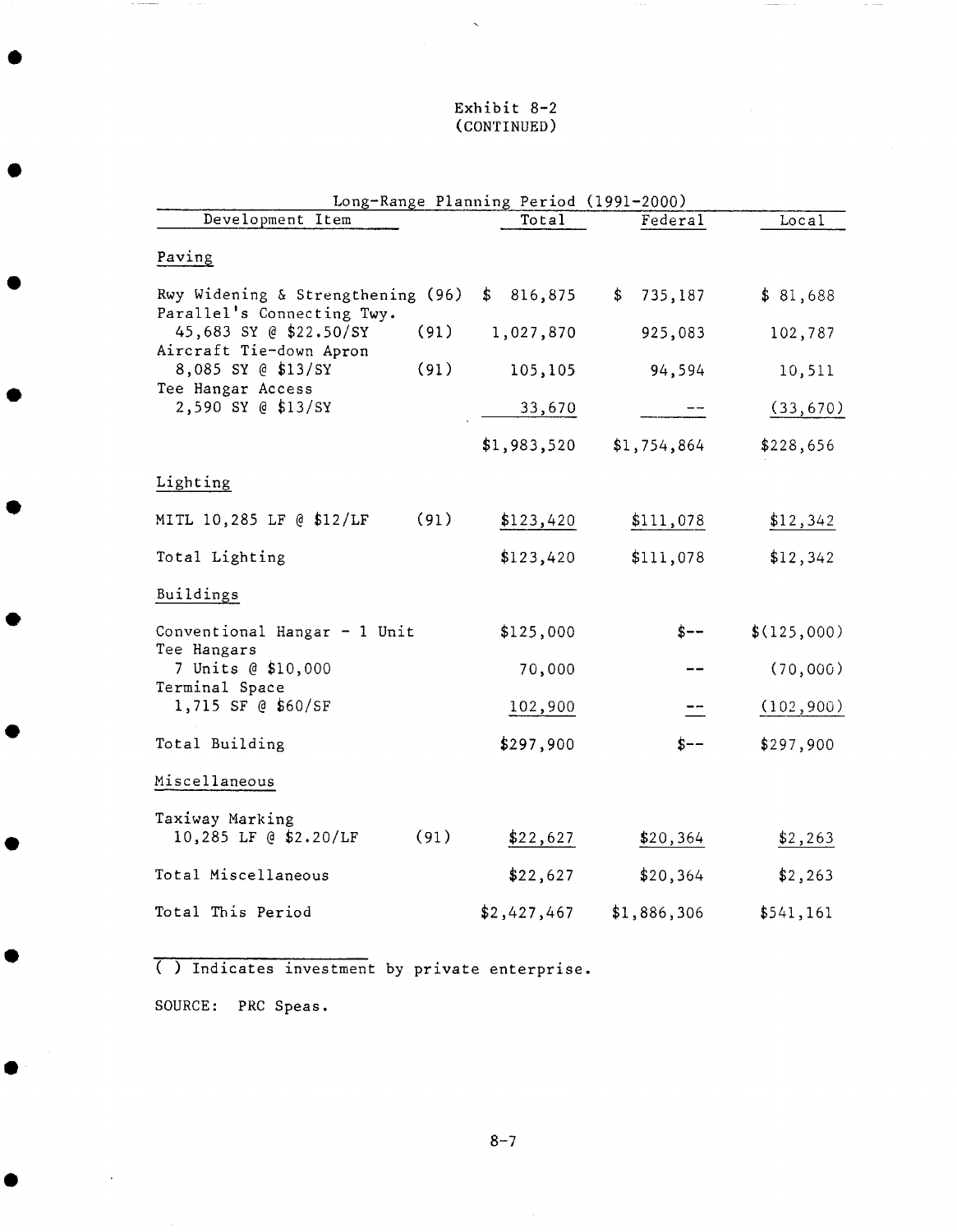Exhibit 8-2
(CONTINUED)

| Long-Range Planning Period (1991-2000) | | | | |
|---|---|---|---|---|
| Development Item | | Total | Federal | Local |
| Paving | | | | |
| Rwy Widening & Strengthening | (96) | $ 816,875 | $ 735,187 | $ 81,688 |
| Parallel's Connecting Twy. 45,683 SY @ $22.50/SY | (91) | 1,027,870 | 925,083 | 102,787 |
| Aircraft Tie-down Apron 8,085 SY @ $13/SY | (91) | 105,105 | 94,594 | 10,511 |
| Tee Hangar Access 2,590 SY @ $13/SY | | 33,670 | -- | (33,670) |
| | | $1,983,520 | $1,754,864 | $228,656 |
| Lighting | | | | |
| MITL 10,285 LF @ $12/LF | (91) | $123,420 | $111,078 | $12,342 |
| Total Lighting | | $123,420 | $111,078 | $12,342 |
| Buildings | | | | |
| Conventional Hangar - 1 Unit | | $125,000 | $-- | $(125,000) |
| Tee Hangars 7 Units @ $10,000 | | 70,000 | -- | (70,000) |
| Terminal Space 1,715 SF @ $60/SF | | 102,900 | -- | (102,900) |
| Total Building | | $297,900 | $-- | $297,900 |
| Miscellaneous | | | | |
| Taxiway Marking 10,285 LF @ $2.20/LF | (91) | $22,627 | $20,364 | $2,263 |
| Total Miscellaneous | | $22,627 | $20,364 | $2,263 |
| Total This Period | | $2,427,467 | $1,886,306 | $541,161 |

( ) Indicates investment by private enterprise.

SOURCE: PRC Speas.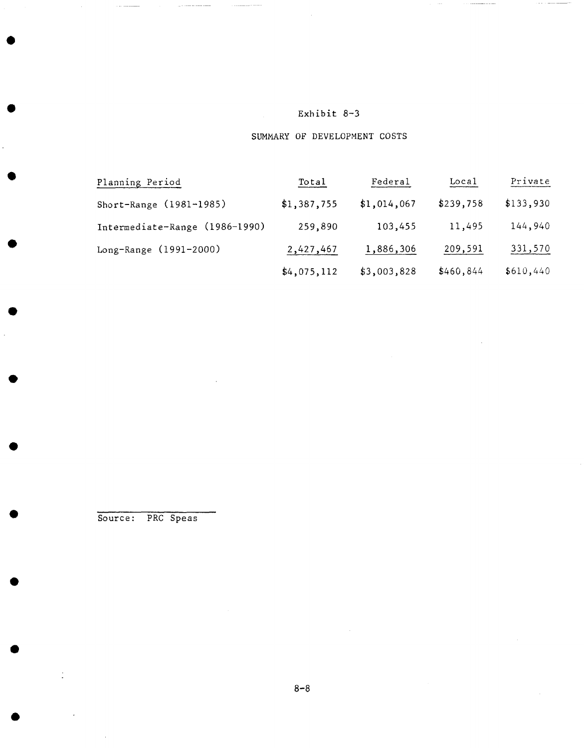Exhibit 8-3

SUMMARY OF DEVELOPMENT COSTS

| Planning Period | Total | Federal | Local | Private |
|---|---|---|---|---|
| Short-Range (1981-1985) | $1,387,755 | $1,014,067 | $239,758 | $133,930 |
| Intermediate-Range (1986-1990) | 259,890 | 103,455 | 11,495 | 144,940 |
| Long-Range (1991-2000) | 2,427,467 | 1,886,306 | 209,591 | 331,570 |
| | $4,075,112 | $3,003,828 | $460,844 | $610,440 |

Source: PRC Speas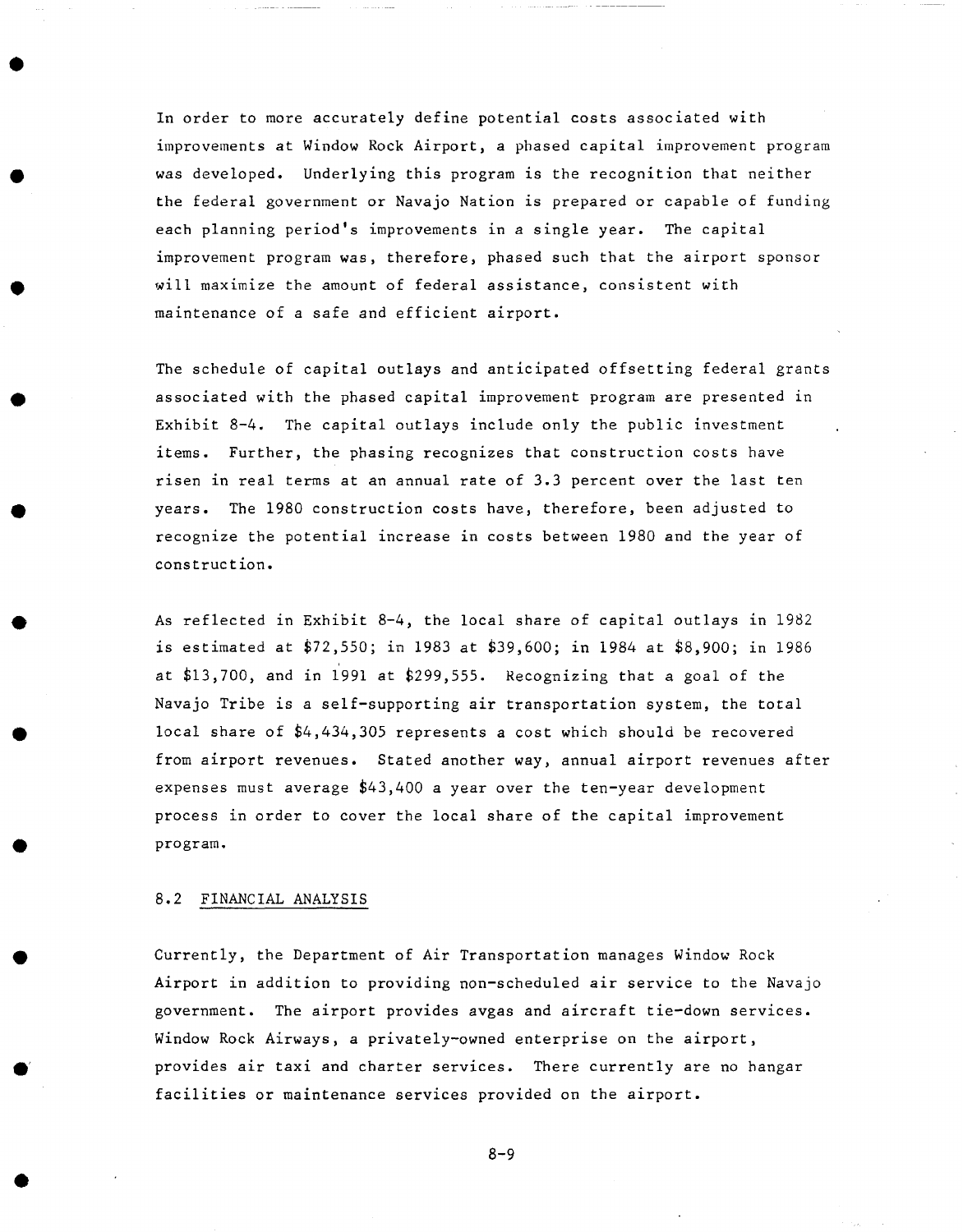In order to more accurately define potential costs associated with improvements at Window Rock Airport, a phased capital improvement program was developed. Underlying this program is the recognition that neither the federal government or Navajo Nation is prepared or capable of funding each planning period's improvements in a single year. The capital improvement program was, therefore, phased such that the airport sponsor will maximize the amount of federal assistance, consistent with maintenance of a safe and efficient airport.

The schedule of capital outlays and anticipated offsetting federal grants associated with the phased capital improvement program are presented in Exhibit 8-4. The capital outlays include only the public investment items. Further, the phasing recognizes that construction costs have risen in real terms at an annual rate of 3.3 percent over the last ten years. The 1980 construction costs have, therefore, been adjusted to recognize the potential increase in costs between 1980 and the year of construction.

As reflected in Exhibit 8-4, the local share of capital outlays in 1982 is estimated at $72,550; in 1983 at $39,600; in 1984 at $8,900; in 1986 at $13,700, and in 1991 at $299,555. Recognizing that a goal of the Navajo Tribe is a self-supporting air transportation system, the total local share of $4,434,305 represents a cost which should be recovered from airport revenues. Stated another way, annual airport revenues after expenses must average $43,400 a year over the ten-year development process in order to cover the local share of the capital improvement program.

## 8.2 FINANCIAL ANALYSIS

Currently, the Department of Air Transportation manages Window Rock Airport in addition to providing non-scheduled air service to the Navajo government. The airport provides avgas and aircraft tie-down services. Window Rock Airways, a privately-owned enterprise on the airport, provides air taxi and charter services. There currently are no hangar facilities or maintenance services provided on the airport.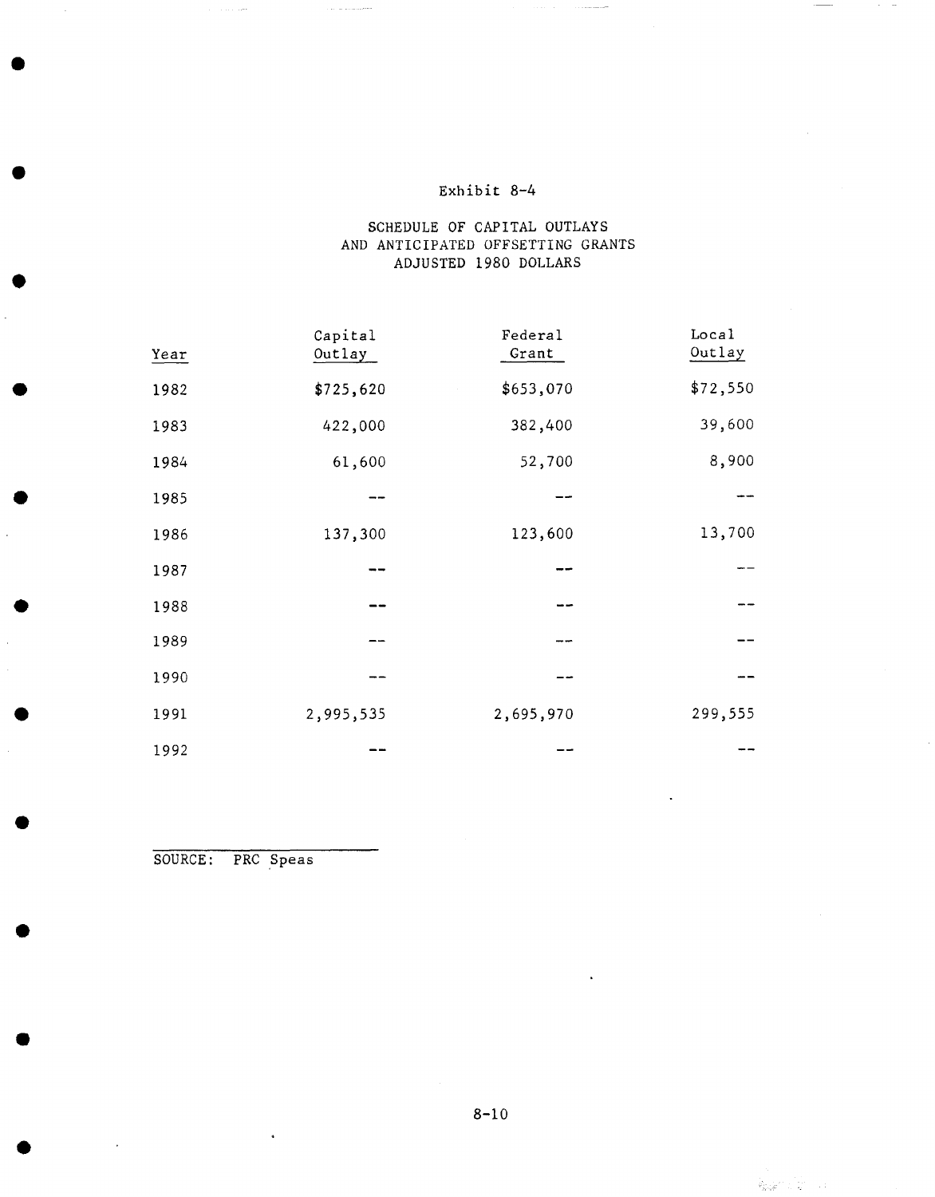Exhibit 8-4

SCHEDULE OF CAPITAL OUTLAYS
AND ANTICIPATED OFFSETTING GRANTS
ADJUSTED 1980 DOLLARS

| Year | Capital Outlay | Federal Grant | Local Outlay |
|---|---|---|---|
| 1982 | $725,620 | $653,070 | $72,550 |
| 1983 | 422,000 | 382,400 | 39,600 |
| 1984 | 61,600 | 52,700 | 8,900 |
| 1985 | -- | -- | -- |
| 1986 | 137,300 | 123,600 | 13,700 |
| 1987 | -- | -- | -- |
| 1988 | -- | -- | -- |
| 1989 | -- | -- | -- |
| 1990 | -- | -- | -- |
| 1991 | 2,995,535 | 2,695,970 | 299,555 |
| 1992 | -- | -- | -- |

SOURCE: PRC Speas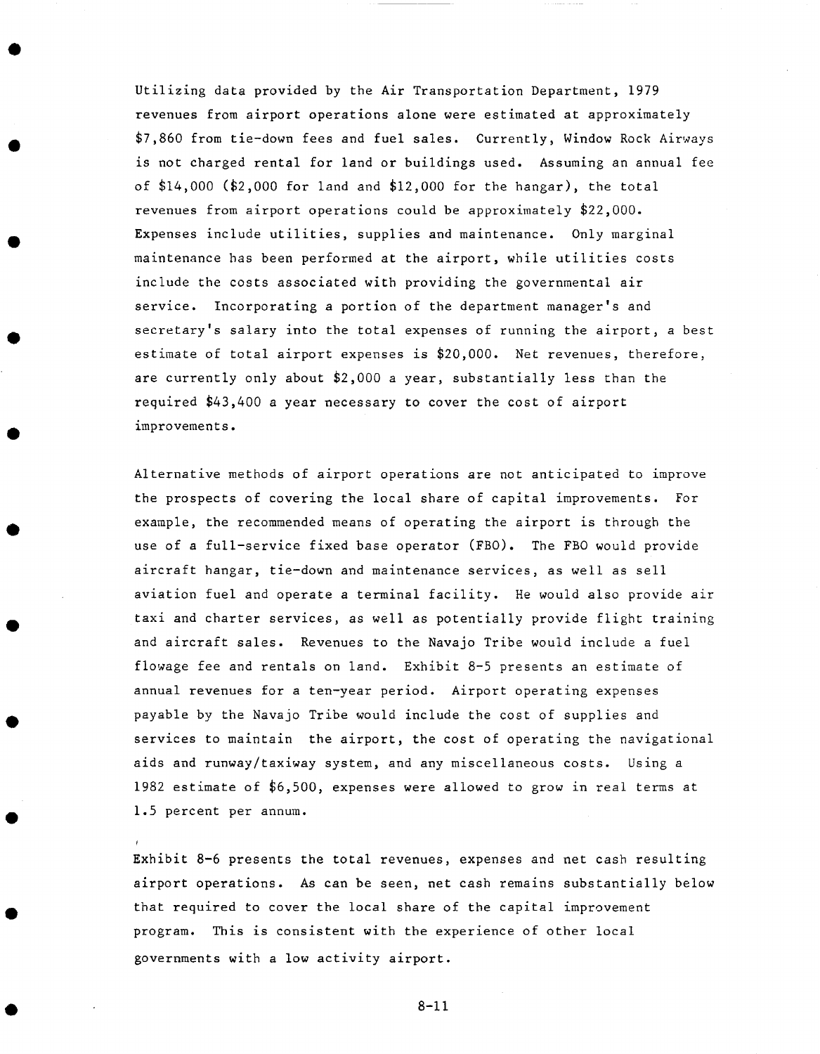Utilizing data provided by the Air Transportation Department, 1979 revenues from airport operations alone were estimated at approximately $7,860 from tie-down fees and fuel sales. Currently, Window Rock Airways is not charged rental for land or buildings used. Assuming an annual fee of $14,000 ($2,000 for land and $12,000 for the hangar), the total revenues from airport operations could be approximately $22,000. Expenses include utilities, supplies and maintenance. Only marginal maintenance has been performed at the airport, while utilities costs include the costs associated with providing the governmental air service. Incorporating a portion of the department manager's and secretary's salary into the total expenses of running the airport, a best estimate of total airport expenses is $20,000. Net revenues, therefore, are currently only about $2,000 a year, substantially less than the required $43,400 a year necessary to cover the cost of airport improvements.

Alternative methods of airport operations are not anticipated to improve the prospects of covering the local share of capital improvements. For example, the recommended means of operating the airport is through the use of a full-service fixed base operator (FBO). The FBO would provide aircraft hangar, tie-down and maintenance services, as well as sell aviation fuel and operate a terminal facility. He would also provide air taxi and charter services, as well as potentially provide flight training and aircraft sales. Revenues to the Navajo Tribe would include a fuel flowage fee and rentals on land. Exhibit 8-5 presents an estimate of annual revenues for a ten-year period. Airport operating expenses payable by the Navajo Tribe would include the cost of supplies and services to maintain the airport, the cost of operating the navigational aids and runway/taxiway system, and any miscellaneous costs. Using a 1982 estimate of $6,500, expenses were allowed to grow in real terms at 1.5 percent per annum.

Exhibit 8-6 presents the total revenues, expenses and net cash resulting airport operations. As can be seen, net cash remains substantially below that required to cover the local share of the capital improvement program. This is consistent with the experience of other local governments with a low activity airport.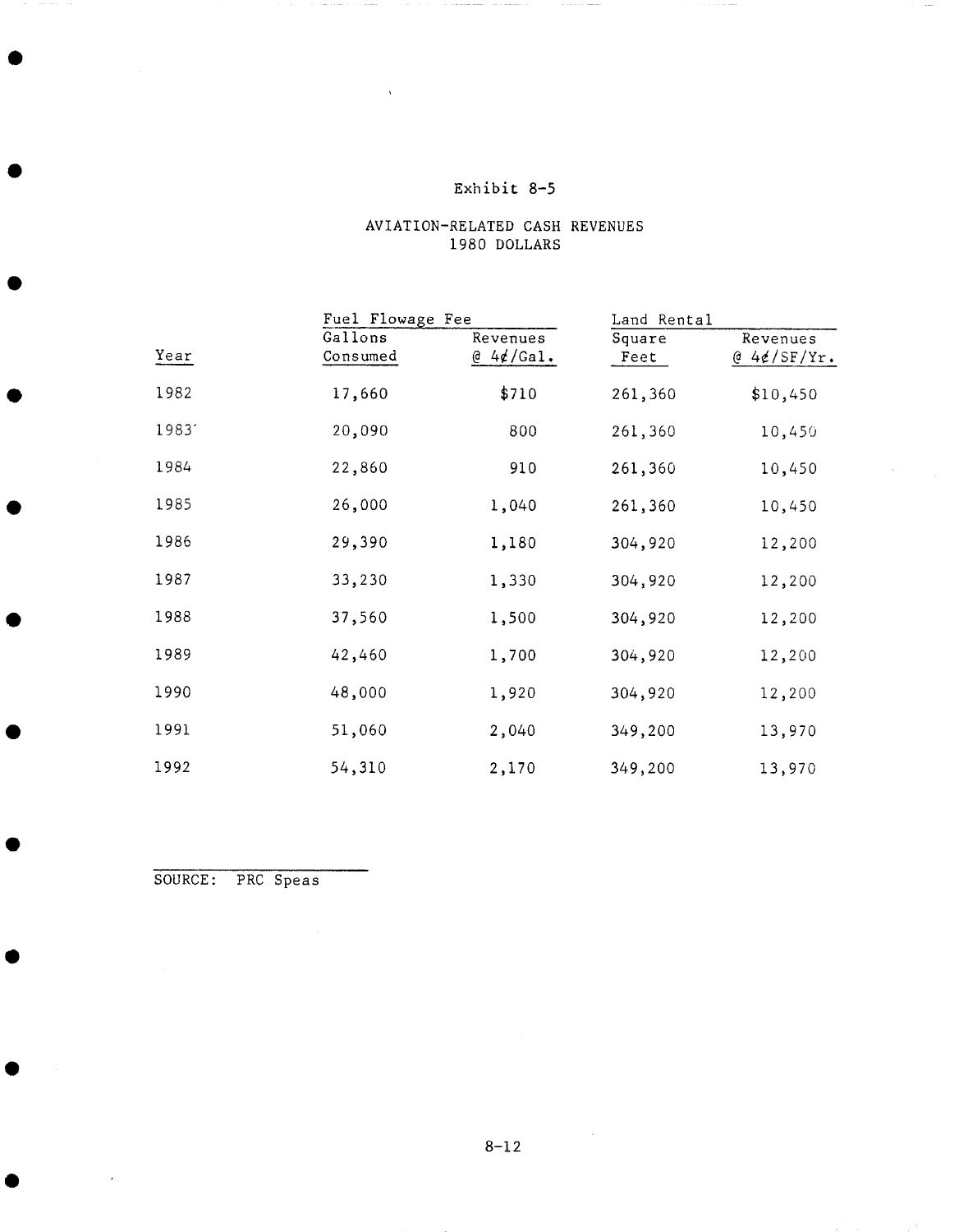Exhibit 8-5

AVIATION-RELATED CASH REVENUES
1980 DOLLARS

| Year | Fuel Flowage Fee | | Land Rental | |
|---|---|---|---|---|
| | Gallons Consumed | Revenues @ 4¢/Gal. | Square Feet | Revenues @ 4¢/SF/Yr. |
| 1982 | 17,660 | $710 | 261,360 | $10,450 |
| 1983 | 20,090 | 800 | 261,360 | 10,450 |
| 1984 | 22,860 | 910 | 261,360 | 10,450 |
| 1985 | 26,000 | 1,040 | 261,360 | 10,450 |
| 1986 | 29,390 | 1,180 | 304,920 | 12,200 |
| 1987 | 33,230 | 1,330 | 304,920 | 12,200 |
| 1988 | 37,560 | 1,500 | 304,920 | 12,200 |
| 1989 | 42,460 | 1,700 | 304,920 | 12,200 |
| 1990 | 48,000 | 1,920 | 304,920 | 12,200 |
| 1991 | 51,060 | 2,040 | 349,200 | 13,970 |
| 1992 | 54,310 | 2,170 | 349,200 | 13,970 |

SOURCE: PRC Speas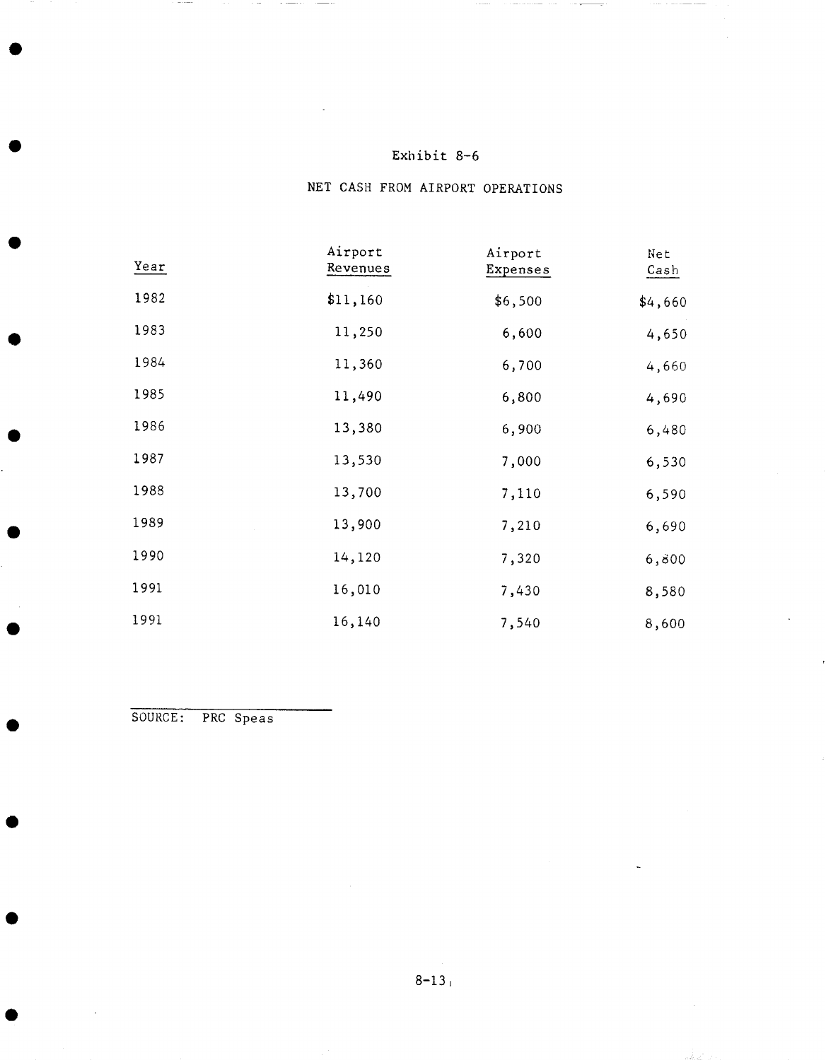Exhibit 8-6

NET CASH FROM AIRPORT OPERATIONS

| Year | Airport Revenues | Airport Expenses | Net Cash |
|---|---|---|---|
| 1982 | $11,160 | $6,500 | $4,660 |
| 1983 | 11,250 | 6,600 | 4,650 |
| 1984 | 11,360 | 6,700 | 4,660 |
| 1985 | 11,490 | 6,800 | 4,690 |
| 1986 | 13,380 | 6,900 | 6,480 |
| 1987 | 13,530 | 7,000 | 6,530 |
| 1988 | 13,700 | 7,110 | 6,590 |
| 1989 | 13,900 | 7,210 | 6,690 |
| 1990 | 14,120 | 7,320 | 6,800 |
| 1991 | 16,010 | 7,430 | 8,580 |
| 1991 | 16,140 | 7,540 | 8,600 |

SOURCE: PRC Speas